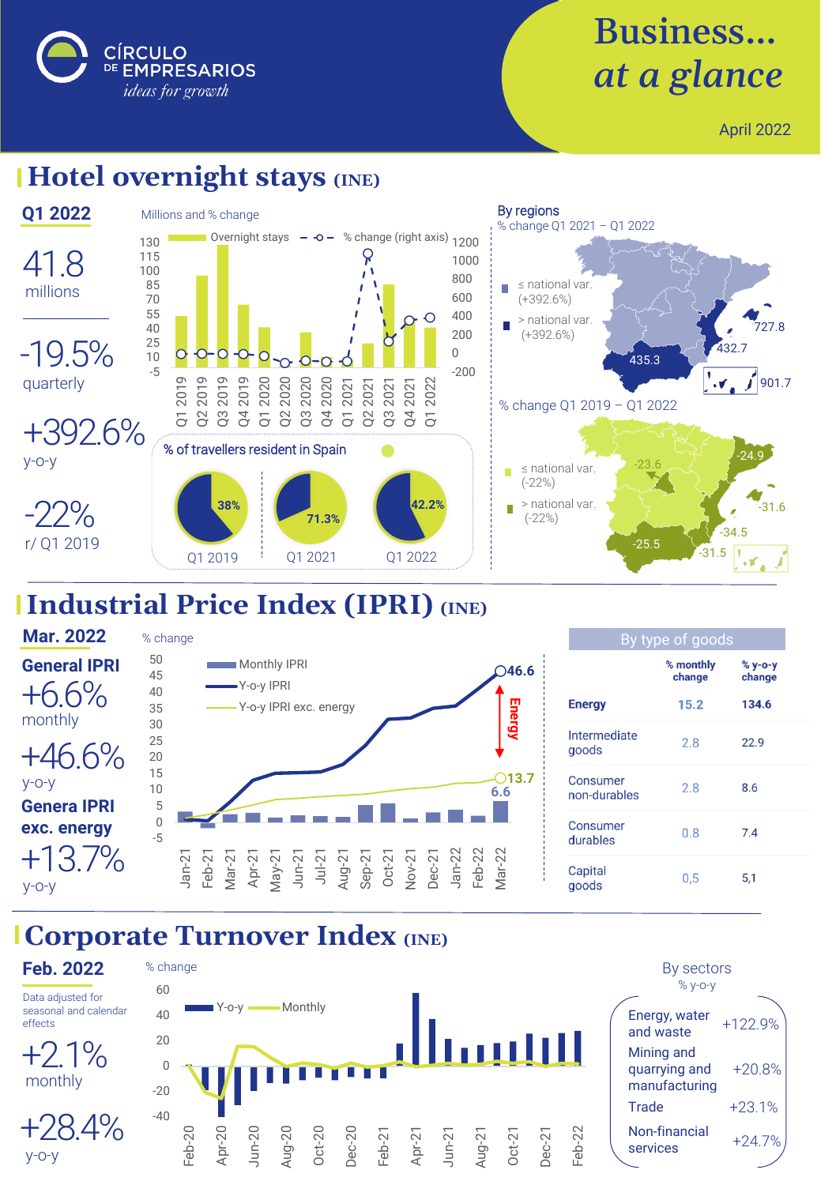CÍRCULO DE EMPRESARIOS

*ideas for growth*

# Business... at a glance

April 2022

## Hotel overnight stays (INE)

**Q1 2022**

41.8
millions

-19.5%
quarterly

+392.6%
y-o-y

-22%
r/ Q1 2019

Millions and % change

Overnight stays
% change (right axis)

130, 115, 100, 85, 70, 55, 40, 25, 10, -5

1200, 1000, 800, 600, 400, 200, 0, -200

Q1 2019, Q2 2019, Q3 2019, Q4 2019, Q1 2020, Q2 2020, Q3 2020, Q4 2020, Q1 2021, Q2 2021, Q3 2021, Q4 2021, Q1 2022

% of travellers resident in Spain

38% — Q1 2019
71.3% — Q1 2021
42.2% — Q1 2022

By regions
% change Q1 2021 – Q1 2022

≤ national var. (+392.6%)
> national var. (+392.6%)

727.8
432.7
435.3
901.7

% change Q1 2019 – Q1 2022

≤ national var. (-22%)
> national var. (-22%)

-23.6
-24.9
-31.6
-34.5
-25.5
-31.5

## Industrial Price Index (IPRI) (INE)

**Mar. 2022**

**General IPRI**

+6.6%
monthly

+46.6%
y-o-y

**Genera IPRI exc. energy**

+13.7%
y-o-y

% change

Monthly IPRI
Y-o-y IPRI
Y-o-y IPRI exc. energy

50, 45, 40, 35, 30, 25, 20, 15, 10, 5, 0, -5

Jan-21, Feb-21, Mar-21, Apr-21, May-21, Jun-21, Jul-21, Aug-21, Sep-21, Oct-21, Nov-21, Dec-21, Jan-22, Feb-22, Mar-22

46.6
Energy
13.7
6.6

By type of goods

| | % monthly change | % y-o-y change |
|---|---|---|
| **Energy** | **15.2** | **134.6** |
| Intermediate goods | 2.8 | 22.9 |
| Consumer non-durables | 2.8 | 8.6 |
| Consumer durables | 0.8 | 7.4 |
| Capital goods | 0,5 | 5,1 |

## Corporate Turnover Index (INE)

**Feb. 2022**

Data adjusted for seasonal and calendar effects

+2.1%
monthly

+28.4%
y-o-y

% change

Y-o-y
Monthly

60, 40, 20, 0, -20, -40

Feb-20, Apr-20, Jun-20, Aug-20, Oct-20, Dec-20, Feb-21, Apr-21, Jun-21, Aug-21, Oct-21, Dec-21, Feb-22

By sectors
% y-o-y

| | |
|---|---|
| Energy, water and waste | +122.9% |
| Mining and quarrying and manufacturing | +20.8% |
| Trade | +23.1% |
| Non-financial services | +24.7% |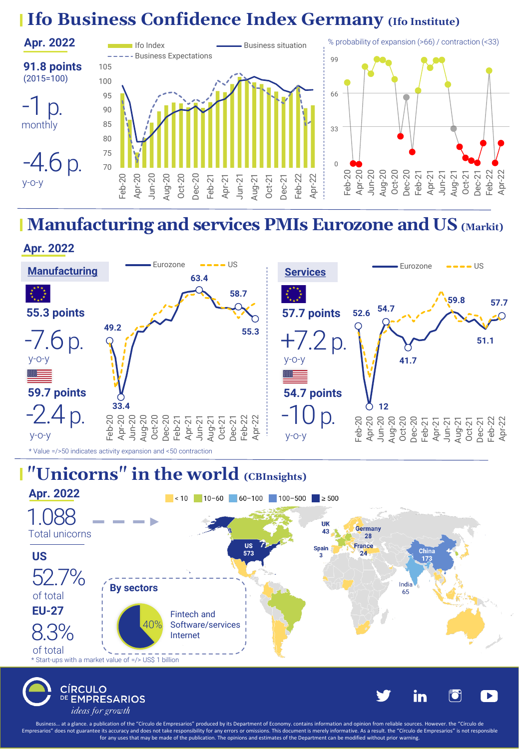## Ifo Business Confidence Index Germany (Ifo Institute)

**Apr. 2022**

**91.8 points**
(2015=100)

-1 p.
monthly

-4.6 p.
y-o-y

Ifo Index
Business situation
Business Expectations

105
100
95
90
85
80
75
70

Feb-20 Apr-20 Jun-20 Aug-20 Oct-20 Dec-20 Feb-21 Apr-21 Jun-21 Aug-21 Oct-21 Dec-21 Feb-22 Apr-22

% probability of expansion (>66) / contraction (<33)

99
66
33
0

Feb-20 Apr-20 Jun-20 Aug-20 Oct-20 Dec-20 Feb-21 Apr-21 Jun-21 Aug-21 Oct-21 Dec-21 Feb-22 Apr-22

## Manufacturing and services PMIs Eurozone and US (Markit)

**Apr. 2022**

### Manufacturing

**55.3 points**
-7.6 p.
y-o-y

**59.7 points**
-2.4 p.
y-o-y

Eurozone
US

49.2
33.4
63.4
58.7
55.3

Feb-20 Apr-20 Jun-20 Aug-20 Oct-20 Dec-20 Feb-21 Apr-21 Jun-21 Aug-21 Oct-21 Dec-21 Feb-22 Apr-22

### Services

**57.7 points**
+7.2 p.
y-o-y

**54.7 points**
-10 p.
y-o-y

Eurozone
US

52.6
12
54.7
41.7
59.8
51.1
57.7

Feb-20 Apr-20 Jun-20 Aug-20 Oct-20 Dec-20 Feb-21 Apr-21 Jun-21 Aug-21 Oct-21 Dec-21 Feb-22 Apr-22

\* Value =/>50 indicates activity expansion and <50 contraction

## "Unicorns" in the world (CBInsights)

**Apr. 2022**

1.088
Total unicorns

**US**
52.7%
of total

**EU-27**
8.3%
of total

< 10 | 10–60 | 60–100 | 100–500 | ≥ 500

US 573
UK 43
Germany 28
France 24
Spain 3
China 173
India 65

**By sectors**

40%
Fintech and Software/services Internet

\* Start-ups with a market value of =/> US$ 1 billion

CÍRCULO DE EMPRESARIOS
*ideas for growth*

Business… at a glance. a publication of the "Círculo de Empresarios" produced by its Department of Economy. contains information and opinion from reliable sources. However. the "Círculo de Empresarios" does not guarantee its accuracy and does not take responsibility for any errors or omissions. This document is merely informative. As a result. the "Círculo de Empresarios" is not responsible for any uses that may be made of the publication. The opinions and estimates of the Department can be modified without prior warning.